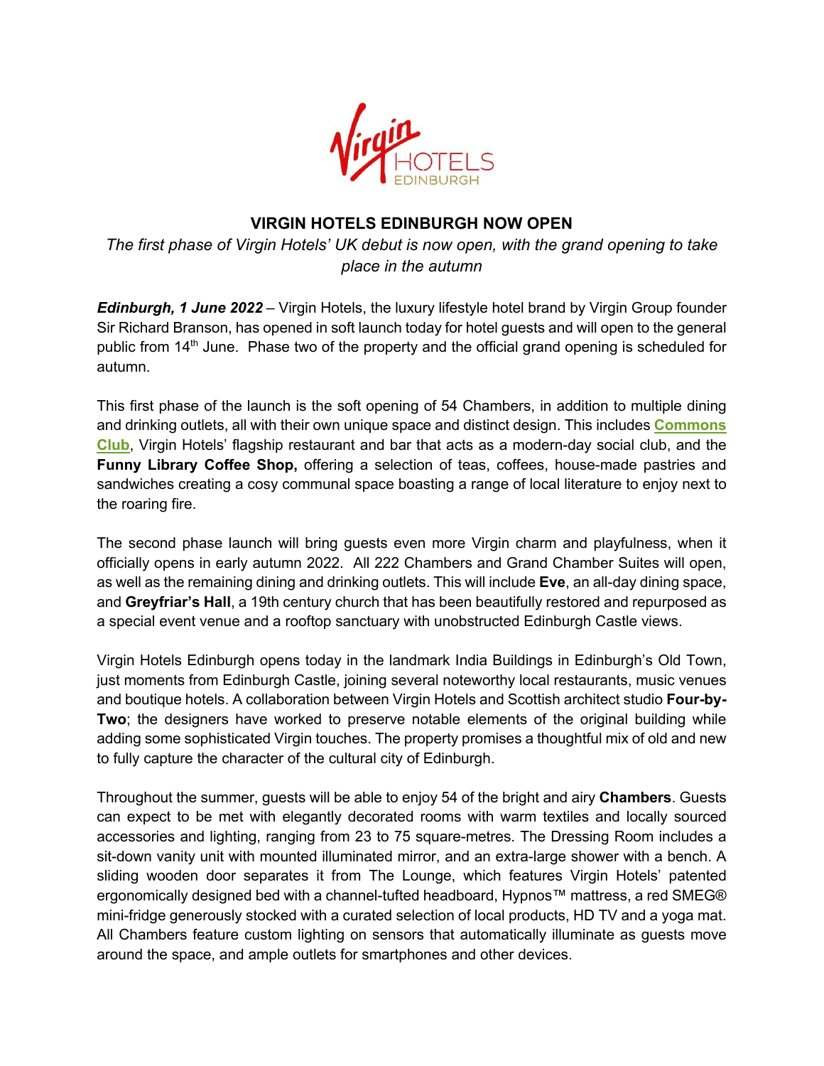# VIRGIN HOTELS EDINBURGH NOW OPEN

*The first phase of Virgin Hotels' UK debut is now open, with the grand opening to take place in the autumn*

***Edinburgh, 1 June 2022*** – Virgin Hotels, the luxury lifestyle hotel brand by Virgin Group founder Sir Richard Branson, has opened in soft launch today for hotel guests and will open to the general public from 14th June. Phase two of the property and the official grand opening is scheduled for autumn.

This first phase of the launch is the soft opening of 54 Chambers, in addition to multiple dining and drinking outlets, all with their own unique space and distinct design. This includes **Commons Club**, Virgin Hotels' flagship restaurant and bar that acts as a modern-day social club, and the **Funny Library Coffee Shop,** offering a selection of teas, coffees, house-made pastries and sandwiches creating a cosy communal space boasting a range of local literature to enjoy next to the roaring fire.

The second phase launch will bring guests even more Virgin charm and playfulness, when it officially opens in early autumn 2022. All 222 Chambers and Grand Chamber Suites will open, as well as the remaining dining and drinking outlets. This will include **Eve**, an all-day dining space, and **Greyfriar's Hall**, a 19th century church that has been beautifully restored and repurposed as a special event venue and a rooftop sanctuary with unobstructed Edinburgh Castle views.

Virgin Hotels Edinburgh opens today in the landmark India Buildings in Edinburgh's Old Town, just moments from Edinburgh Castle, joining several noteworthy local restaurants, music venues and boutique hotels. A collaboration between Virgin Hotels and Scottish architect studio **Four-by-Two**; the designers have worked to preserve notable elements of the original building while adding some sophisticated Virgin touches. The property promises a thoughtful mix of old and new to fully capture the character of the cultural city of Edinburgh.

Throughout the summer, guests will be able to enjoy 54 of the bright and airy **Chambers**. Guests can expect to be met with elegantly decorated rooms with warm textiles and locally sourced accessories and lighting, ranging from 23 to 75 square-metres. The Dressing Room includes a sit-down vanity unit with mounted illuminated mirror, and an extra-large shower with a bench. A sliding wooden door separates it from The Lounge, which features Virgin Hotels' patented ergonomically designed bed with a channel-tufted headboard, Hypnos™ mattress, a red SMEG® mini-fridge generously stocked with a curated selection of local products, HD TV and a yoga mat. All Chambers feature custom lighting on sensors that automatically illuminate as guests move around the space, and ample outlets for smartphones and other devices.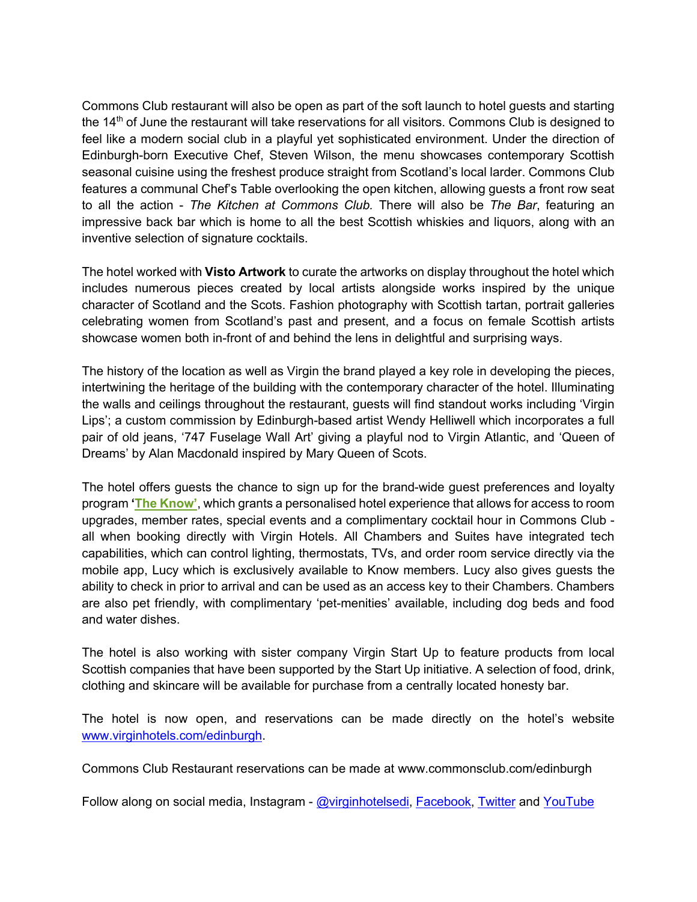Commons Club restaurant will also be open as part of the soft launch to hotel guests and starting the 14th of June the restaurant will take reservations for all visitors. Commons Club is designed to feel like a modern social club in a playful yet sophisticated environment. Under the direction of Edinburgh-born Executive Chef, Steven Wilson, the menu showcases contemporary Scottish seasonal cuisine using the freshest produce straight from Scotland's local larder. Commons Club features a communal Chef's Table overlooking the open kitchen, allowing guests a front row seat to all the action - *The Kitchen at Commons Club.* There will also be *The Bar*, featuring an impressive back bar which is home to all the best Scottish whiskies and liquors, along with an inventive selection of signature cocktails.

The hotel worked with **Visto Artwork** to curate the artworks on display throughout the hotel which includes numerous pieces created by local artists alongside works inspired by the unique character of Scotland and the Scots. Fashion photography with Scottish tartan, portrait galleries celebrating women from Scotland's past and present, and a focus on female Scottish artists showcase women both in-front of and behind the lens in delightful and surprising ways.

The history of the location as well as Virgin the brand played a key role in developing the pieces, intertwining the heritage of the building with the contemporary character of the hotel. Illuminating the walls and ceilings throughout the restaurant, guests will find standout works including 'Virgin Lips'; a custom commission by Edinburgh-based artist Wendy Helliwell which incorporates a full pair of old jeans, '747 Fuselage Wall Art' giving a playful nod to Virgin Atlantic, and 'Queen of Dreams' by Alan Macdonald inspired by Mary Queen of Scots.

The hotel offers guests the chance to sign up for the brand-wide guest preferences and loyalty program **'The Know'**, which grants a personalised hotel experience that allows for access to room upgrades, member rates, special events and a complimentary cocktail hour in Commons Club - all when booking directly with Virgin Hotels. All Chambers and Suites have integrated tech capabilities, which can control lighting, thermostats, TVs, and order room service directly via the mobile app, Lucy which is exclusively available to Know members. Lucy also gives guests the ability to check in prior to arrival and can be used as an access key to their Chambers. Chambers are also pet friendly, with complimentary 'pet-menities' available, including dog beds and food and water dishes.

The hotel is also working with sister company Virgin Start Up to feature products from local Scottish companies that have been supported by the Start Up initiative. A selection of food, drink, clothing and skincare will be available for purchase from a centrally located honesty bar.

The hotel is now open, and reservations can be made directly on the hotel's website www.virginhotels.com/edinburgh.

Commons Club Restaurant reservations can be made at www.commonsclub.com/edinburgh

Follow along on social media, Instagram - @virginhotelsedi, Facebook, Twitter and YouTube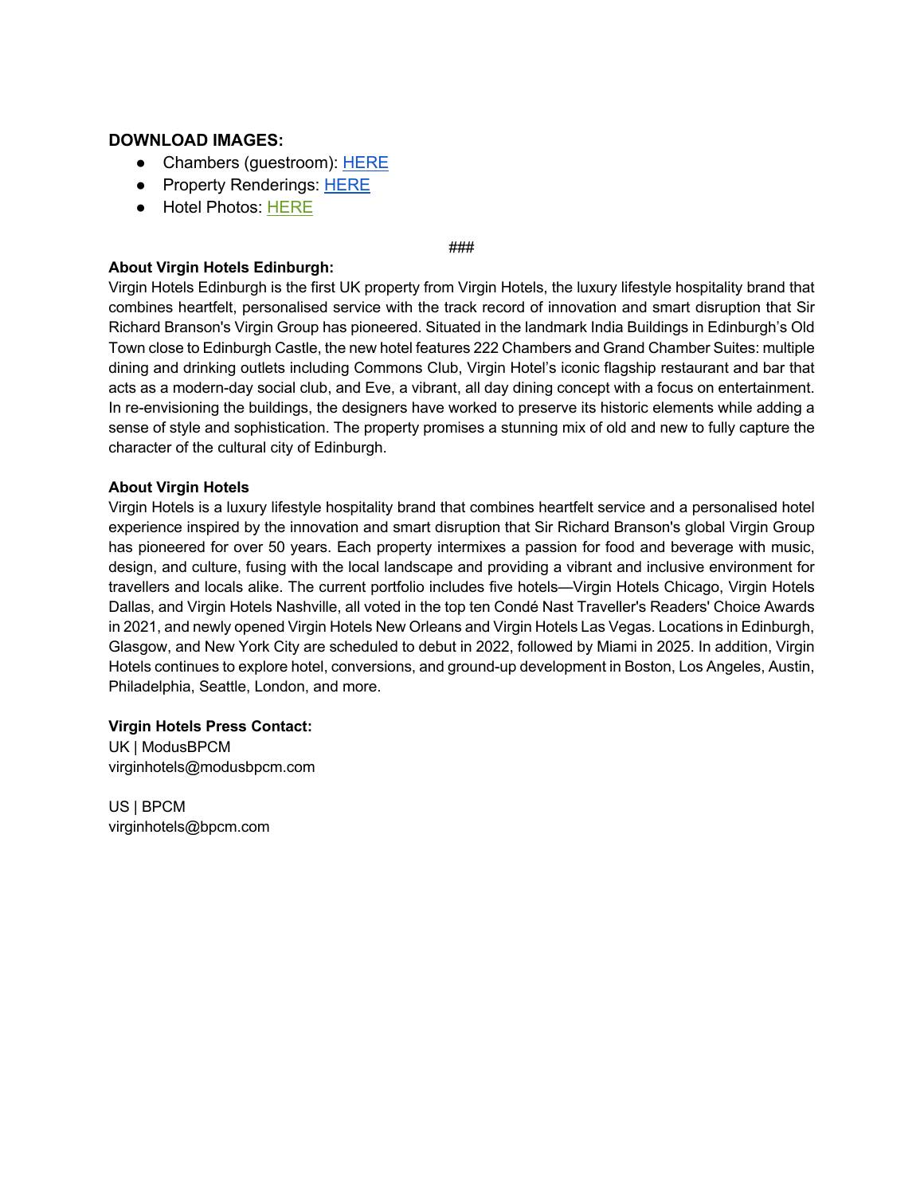**DOWNLOAD IMAGES:**

- Chambers (guestroom): HERE
- Property Renderings: HERE
- Hotel Photos: HERE

###

**About Virgin Hotels Edinburgh:**

Virgin Hotels Edinburgh is the first UK property from Virgin Hotels, the luxury lifestyle hospitality brand that combines heartfelt, personalised service with the track record of innovation and smart disruption that Sir Richard Branson's Virgin Group has pioneered. Situated in the landmark India Buildings in Edinburgh's Old Town close to Edinburgh Castle, the new hotel features 222 Chambers and Grand Chamber Suites: multiple dining and drinking outlets including Commons Club, Virgin Hotel's iconic flagship restaurant and bar that acts as a modern-day social club, and Eve, a vibrant, all day dining concept with a focus on entertainment. In re-envisioning the buildings, the designers have worked to preserve its historic elements while adding a sense of style and sophistication. The property promises a stunning mix of old and new to fully capture the character of the cultural city of Edinburgh.

**About Virgin Hotels**

Virgin Hotels is a luxury lifestyle hospitality brand that combines heartfelt service and a personalised hotel experience inspired by the innovation and smart disruption that Sir Richard Branson's global Virgin Group has pioneered for over 50 years. Each property intermixes a passion for food and beverage with music, design, and culture, fusing with the local landscape and providing a vibrant and inclusive environment for travellers and locals alike. The current portfolio includes five hotels—Virgin Hotels Chicago, Virgin Hotels Dallas, and Virgin Hotels Nashville, all voted in the top ten Condé Nast Traveller's Readers' Choice Awards in 2021, and newly opened Virgin Hotels New Orleans and Virgin Hotels Las Vegas. Locations in Edinburgh, Glasgow, and New York City are scheduled to debut in 2022, followed by Miami in 2025. In addition, Virgin Hotels continues to explore hotel, conversions, and ground-up development in Boston, Los Angeles, Austin, Philadelphia, Seattle, London, and more.

**Virgin Hotels Press Contact:**

UK | ModusBPCM
virginhotels@modusbpcm.com

US | BPCM
virginhotels@bpcm.com